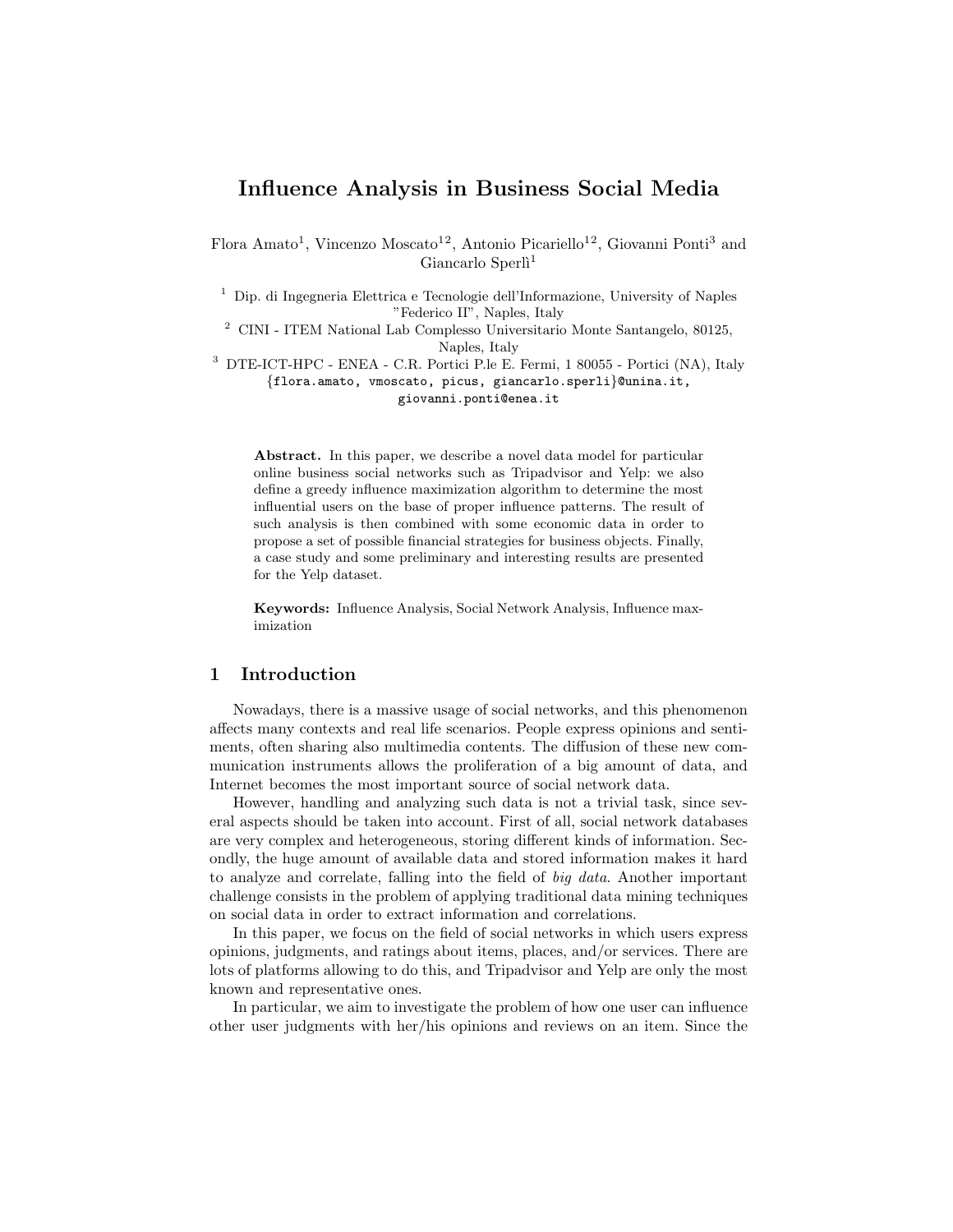# Influence Analysis in Business Social Media

Flora Amato[1], Vincenzo Moscato[12], Antonio Picariello[12], Giovanni Ponti[3] and Giancarlo Sperlì[1]

[1] Dip. di Ingegneria Elettrica e Tecnologie dell'Informazione, University of Naples "Federico II", Naples, Italy
[2] CINI - ITEM National Lab Complesso Universitario Monte Santangelo, 80125, Naples, Italy
[3] DTE-ICT-HPC - ENEA - C.R. Portici P.le E. Fermi, 1 80055 - Portici (NA), Italy
{flora.amato, vmoscato, picus, giancarlo.sperli}@unina.it, giovanni.ponti@enea.it

**Abstract.** In this paper, we describe a novel data model for particular online business social networks such as Tripadvisor and Yelp: we also define a greedy influence maximization algorithm to determine the most influential users on the base of proper influence patterns. The result of such analysis is then combined with some economic data in order to propose a set of possible financial strategies for business objects. Finally, a case study and some preliminary and interesting results are presented for the Yelp dataset.

**Keywords:** Influence Analysis, Social Network Analysis, Influence maximization

## 1 Introduction

Nowadays, there is a massive usage of social networks, and this phenomenon affects many contexts and real life scenarios. People express opinions and sentiments, often sharing also multimedia contents. The diffusion of these new communication instruments allows the proliferation of a big amount of data, and Internet becomes the most important source of social network data.

However, handling and analyzing such data is not a trivial task, since several aspects should be taken into account. First of all, social network databases are very complex and heterogeneous, storing different kinds of information. Secondly, the huge amount of available data and stored information makes it hard to analyze and correlate, falling into the field of *big data*. Another important challenge consists in the problem of applying traditional data mining techniques on social data in order to extract information and correlations.

In this paper, we focus on the field of social networks in which users express opinions, judgments, and ratings about items, places, and/or services. There are lots of platforms allowing to do this, and Tripadvisor and Yelp are only the most known and representative ones.

In particular, we aim to investigate the problem of how one user can influence other user judgments with her/his opinions and reviews on an item. Since the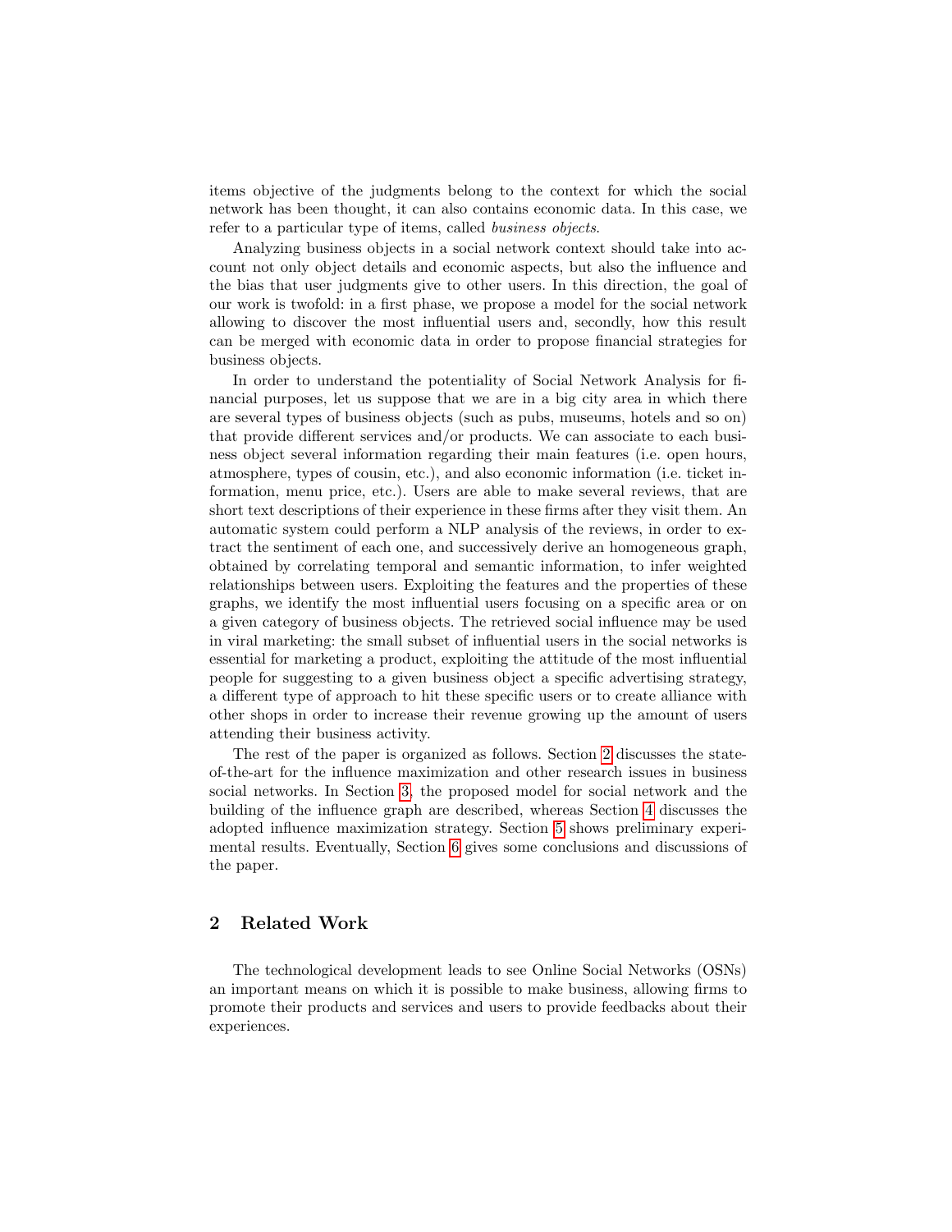items objective of the judgments belong to the context for which the social network has been thought, it can also contains economic data. In this case, we refer to a particular type of items, called *business objects*.

Analyzing business objects in a social network context should take into account not only object details and economic aspects, but also the influence and the bias that user judgments give to other users. In this direction, the goal of our work is twofold: in a first phase, we propose a model for the social network allowing to discover the most influential users and, secondly, how this result can be merged with economic data in order to propose financial strategies for business objects.

In order to understand the potentiality of Social Network Analysis for financial purposes, let us suppose that we are in a big city area in which there are several types of business objects (such as pubs, museums, hotels and so on) that provide different services and/or products. We can associate to each business object several information regarding their main features (i.e. open hours, atmosphere, types of cousin, etc.), and also economic information (i.e. ticket information, menu price, etc.). Users are able to make several reviews, that are short text descriptions of their experience in these firms after they visit them. An automatic system could perform a NLP analysis of the reviews, in order to extract the sentiment of each one, and successively derive an homogeneous graph, obtained by correlating temporal and semantic information, to infer weighted relationships between users. Exploiting the features and the properties of these graphs, we identify the most influential users focusing on a specific area or on a given category of business objects. The retrieved social influence may be used in viral marketing: the small subset of influential users in the social networks is essential for marketing a product, exploiting the attitude of the most influential people for suggesting to a given business object a specific advertising strategy, a different type of approach to hit these specific users or to create alliance with other shops in order to increase their revenue growing up the amount of users attending their business activity.

The rest of the paper is organized as follows. Section 2 discusses the state-of-the-art for the influence maximization and other research issues in business social networks. In Section 3, the proposed model for social network and the building of the influence graph are described, whereas Section 4 discusses the adopted influence maximization strategy. Section 5 shows preliminary experimental results. Eventually, Section 6 gives some conclusions and discussions of the paper.

## 2 Related Work

The technological development leads to see Online Social Networks (OSNs) an important means on which it is possible to make business, allowing firms to promote their products and services and users to provide feedbacks about their experiences.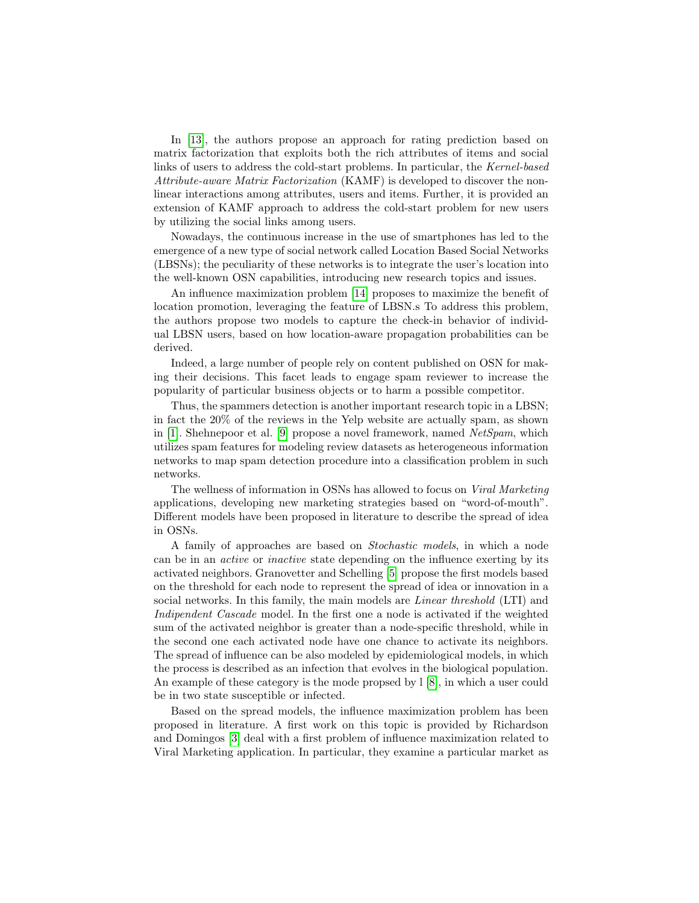In [13], the authors propose an approach for rating prediction based on matrix factorization that exploits both the rich attributes of items and social links of users to address the cold-start problems. In particular, the *Kernel-based Attribute-aware Matrix Factorization* (KAMF) is developed to discover the non-linear interactions among attributes, users and items. Further, it is provided an extension of KAMF approach to address the cold-start problem for new users by utilizing the social links among users.

Nowadays, the continuous increase in the use of smartphones has led to the emergence of a new type of social network called Location Based Social Networks (LBSNs); the peculiarity of these networks is to integrate the user's location into the well-known OSN capabilities, introducing new research topics and issues.

An influence maximization problem [14] proposes to maximize the benefit of location promotion, leveraging the feature of LBSN.s To address this problem, the authors propose two models to capture the check-in behavior of individual LBSN users, based on how location-aware propagation probabilities can be derived.

Indeed, a large number of people rely on content published on OSN for making their decisions. This facet leads to engage spam reviewer to increase the popularity of particular business objects or to harm a possible competitor.

Thus, the spammers detection is another important research topic in a LBSN; in fact the 20% of the reviews in the Yelp website are actually spam, as shown in [1]. Shehnepoor et al. [9] propose a novel framework, named *NetSpam*, which utilizes spam features for modeling review datasets as heterogeneous information networks to map spam detection procedure into a classification problem in such networks.

The wellness of information in OSNs has allowed to focus on *Viral Marketing* applications, developing new marketing strategies based on "word-of-mouth". Different models have been proposed in literature to describe the spread of idea in OSNs.

A family of approaches are based on *Stochastic models*, in which a node can be in an *active* or *inactive* state depending on the influence exerting by its activated neighbors. Granovetter and Schelling [5] propose the first models based on the threshold for each node to represent the spread of idea or innovation in a social networks. In this family, the main models are *Linear threshold* (LTI) and *Indipendent Cascade* model. In the first one a node is activated if the weighted sum of the activated neighbor is greater than a node-specific threshold, while in the second one each activated node have one chance to activate its neighbors. The spread of influence can be also modeled by epidemiological models, in which the process is described as an infection that evolves in the biological population. An example of these category is the mode propsed by l [8], in which a user could be in two state susceptible or infected.

Based on the spread models, the influence maximization problem has been proposed in literature. A first work on this topic is provided by Richardson and Domingos [3] deal with a first problem of influence maximization related to Viral Marketing application. In particular, they examine a particular market as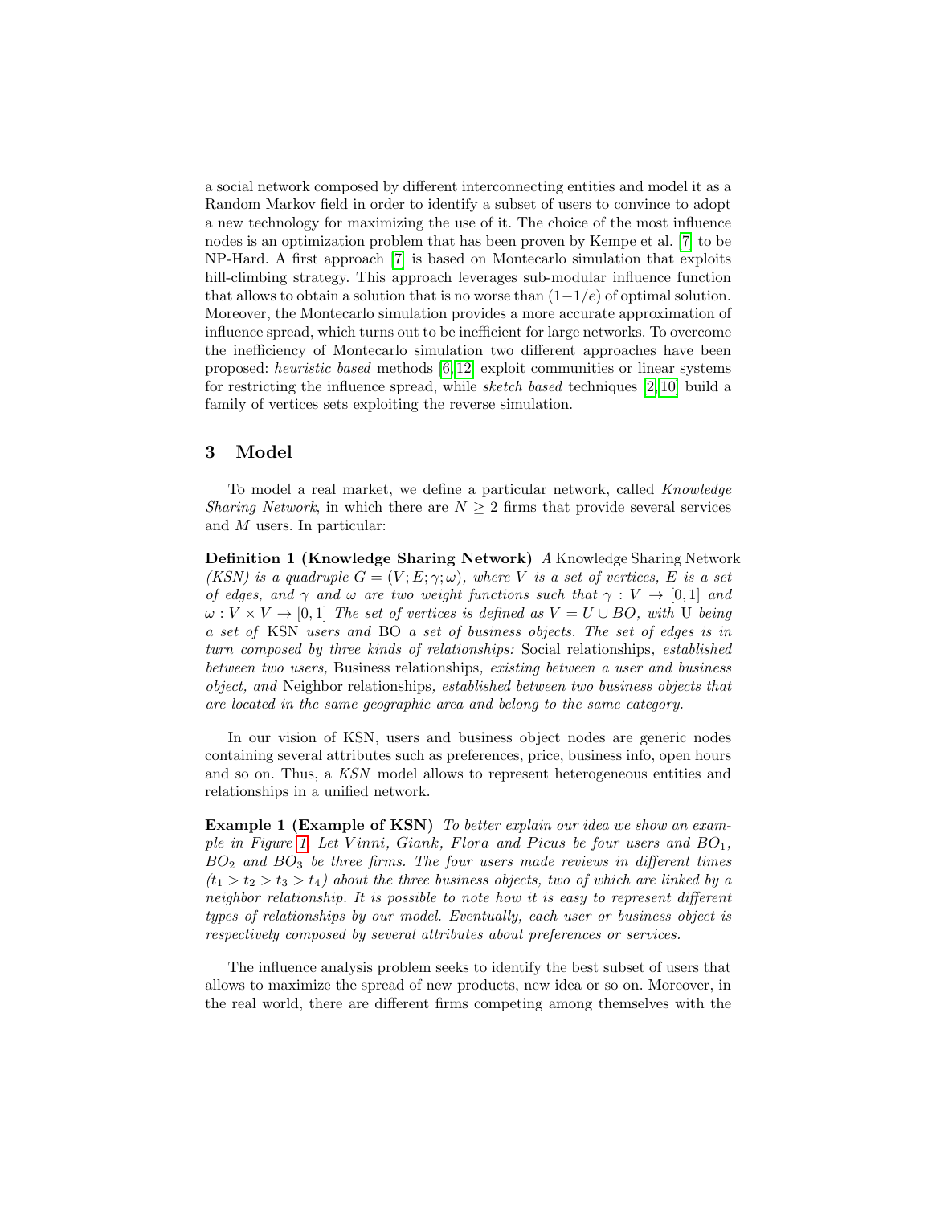a social network composed by different interconnecting entities and model it as a Random Markov field in order to identify a subset of users to convince to adopt a new technology for maximizing the use of it. The choice of the most influence nodes is an optimization problem that has been proven by Kempe et al. [7] to be NP-Hard. A first approach [7] is based on Montecarlo simulation that exploits hill-climbing strategy. This approach leverages sub-modular influence function that allows to obtain a solution that is no worse than $(1-1/e)$ of optimal solution. Moreover, the Montecarlo simulation provides a more accurate approximation of influence spread, which turns out to be inefficient for large networks. To overcome the inefficiency of Montecarlo simulation two different approaches have been proposed: *heuristic based* methods [6,12] exploit communities or linear systems for restricting the influence spread, while *sketch based* techniques [2,10] build a family of vertices sets exploiting the reverse simulation.

## 3 Model

To model a real market, we define a particular network, called *Knowledge Sharing Network*, in which there are $N \geq 2$ firms that provide several services and $M$ users. In particular:

**Definition 1 (Knowledge Sharing Network)** *A* Knowledge Sharing Network *(KSN) is a quadruple $G = (V; E; \gamma; \omega)$, where $V$ is a set of vertices, $E$ is a set of edges, and $\gamma$ and $\omega$ are two weight functions such that $\gamma : V \rightarrow [0, 1]$ and $\omega : V \times V \rightarrow [0, 1]$ The set of vertices is defined as $V = U \cup BO$, with* U *being a set of* KSN *users and* BO *a set of business objects. The set of edges is in turn composed by three kinds of relationships:* Social relationships*, established between two users,* Business relationships*, existing between a user and business object, and* Neighbor relationships*, established between two business objects that are located in the same geographic area and belong to the same category.*

In our vision of KSN, users and business object nodes are generic nodes containing several attributes such as preferences, price, business info, open hours and so on. Thus, a *KSN* model allows to represent heterogeneous entities and relationships in a unified network.

**Example 1 (Example of KSN)** *To better explain our idea we show an example in Figure 1. Let $Vinni$, Giank, Flora and Picus be four users and $BO_1$, $BO_2$ and $BO_3$ be three firms. The four users made reviews in different times ($t_1 > t_2 > t_3 > t_4$) about the three business objects, two of which are linked by a neighbor relationship. It is possible to note how it is easy to represent different types of relationships by our model. Eventually, each user or business object is respectively composed by several attributes about preferences or services.*

The influence analysis problem seeks to identify the best subset of users that allows to maximize the spread of new products, new idea or so on. Moreover, in the real world, there are different firms competing among themselves with the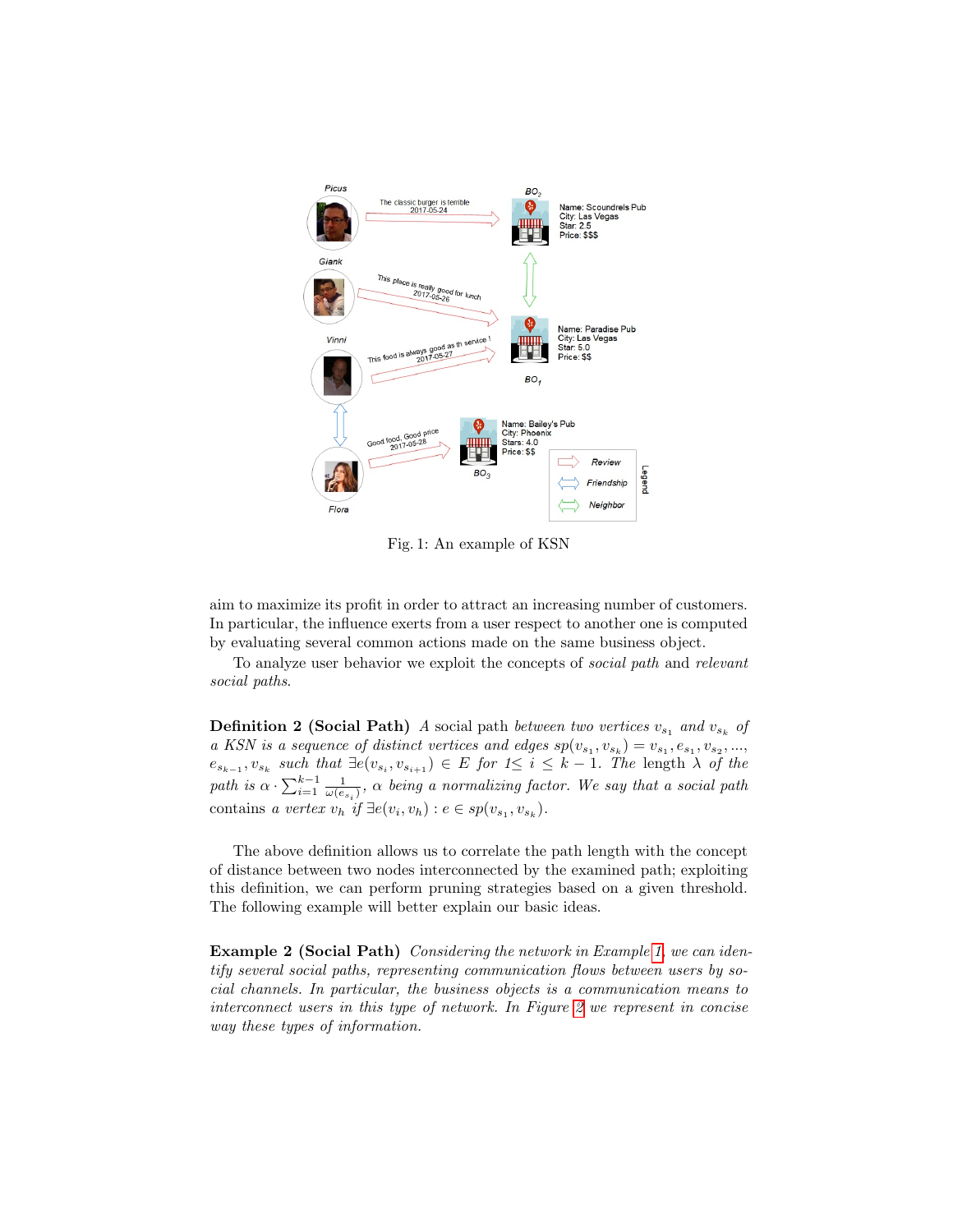Fig. 1: An example of KSN

aim to maximize its profit in order to attract an increasing number of customers. In particular, the influence exerts from a user respect to another one is computed by evaluating several common actions made on the same business object.

To analyze user behavior we exploit the concepts of *social path* and *relevant social paths*.

**Definition 2 (Social Path)** *A* social path *between two vertices $v_{s_1}$ and $v_{s_k}$ of a KSN is a sequence of distinct vertices and edges $sp(v_{s_1}, v_{s_k}) = v_{s_1}, e_{s_1}, v_{s_2}, ...,$ $e_{s_{k-1}}, v_{s_k}$ such that $\exists e(v_{s_i}, v_{s_{i+1}}) \in E$ for $1 \leq i \leq k-1$. The* length *$\lambda$ of the path is $\alpha \cdot \sum_{i=1}^{k-1} \frac{1}{\omega(e_{s_i})}$, $\alpha$ being a normalizing factor. We say that a social path* contains *a vertex $v_h$ if $\exists e(v_i, v_h) : e \in sp(v_{s_1}, v_{s_k})$.*

The above definition allows us to correlate the path length with the concept of distance between two nodes interconnected by the examined path; exploiting this definition, we can perform pruning strategies based on a given threshold. The following example will better explain our basic ideas.

**Example 2 (Social Path)** *Considering the network in Example 1, we can identify several social paths, representing communication flows between users by social channels. In particular, the business objects is a communication means to interconnect users in this type of network. In Figure 2 we represent in concise way these types of information.*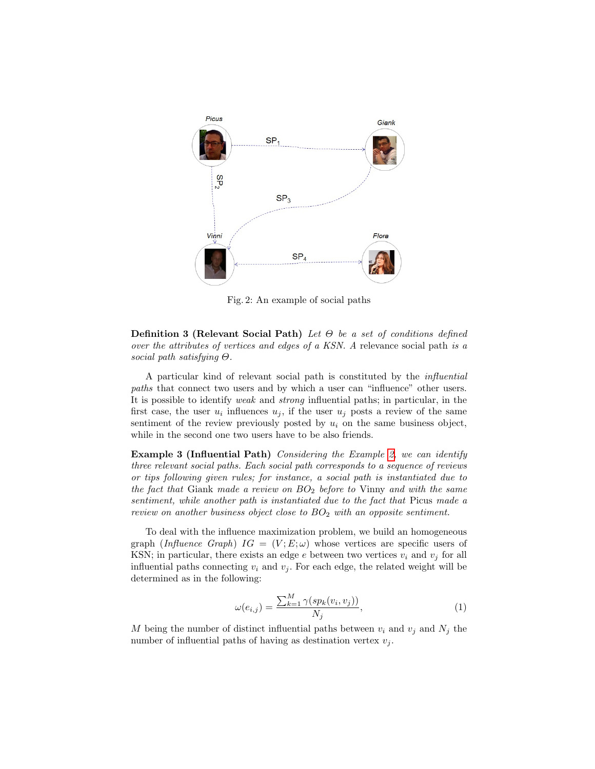Fig. 2: An example of social paths

**Definition 3 (Relevant Social Path)** *Let $\Theta$ be a set of conditions defined over the attributes of vertices and edges of a KSN. A* relevance social path *is a social path satisfying $\Theta$.*

A particular kind of relevant social path is constituted by the *influential paths* that connect two users and by which a user can "influence" other users. It is possible to identify *weak* and *strong* influential paths; in particular, in the first case, the user $u_i$ influences $u_j$, if the user $u_j$ posts a review of the same sentiment of the review previously posted by $u_i$ on the same business object, while in the second one two users have to be also friends.

**Example 3 (Influential Path)** *Considering the Example 2, we can identify three relevant social paths. Each social path corresponds to a sequence of reviews or tips following given rules; for instance, a social path is instantiated due to the fact that* Giank *made a review on $BO_2$ before to* Vinny *and with the same sentiment, while another path is instantiated due to the fact that* Picus *made a review on another business object close to $BO_2$ with an opposite sentiment.*

To deal with the influence maximization problem, we build an homogeneous graph (*Influence Graph*) $IG = (V; E; \omega)$ whose vertices are specific users of KSN; in particular, there exists an edge $e$ between two vertices $v_i$ and $v_j$ for all influential paths connecting $v_i$ and $v_j$. For each edge, the related weight will be determined as in the following:

$$\omega(e_{i,j}) = \frac{\sum_{k=1}^{M} \gamma(sp_k(v_i, v_j))}{N_j}, \tag{1}$$

$M$ being the number of distinct influential paths between $v_i$ and $v_j$ and $N_j$ the number of influential paths of having as destination vertex $v_j$.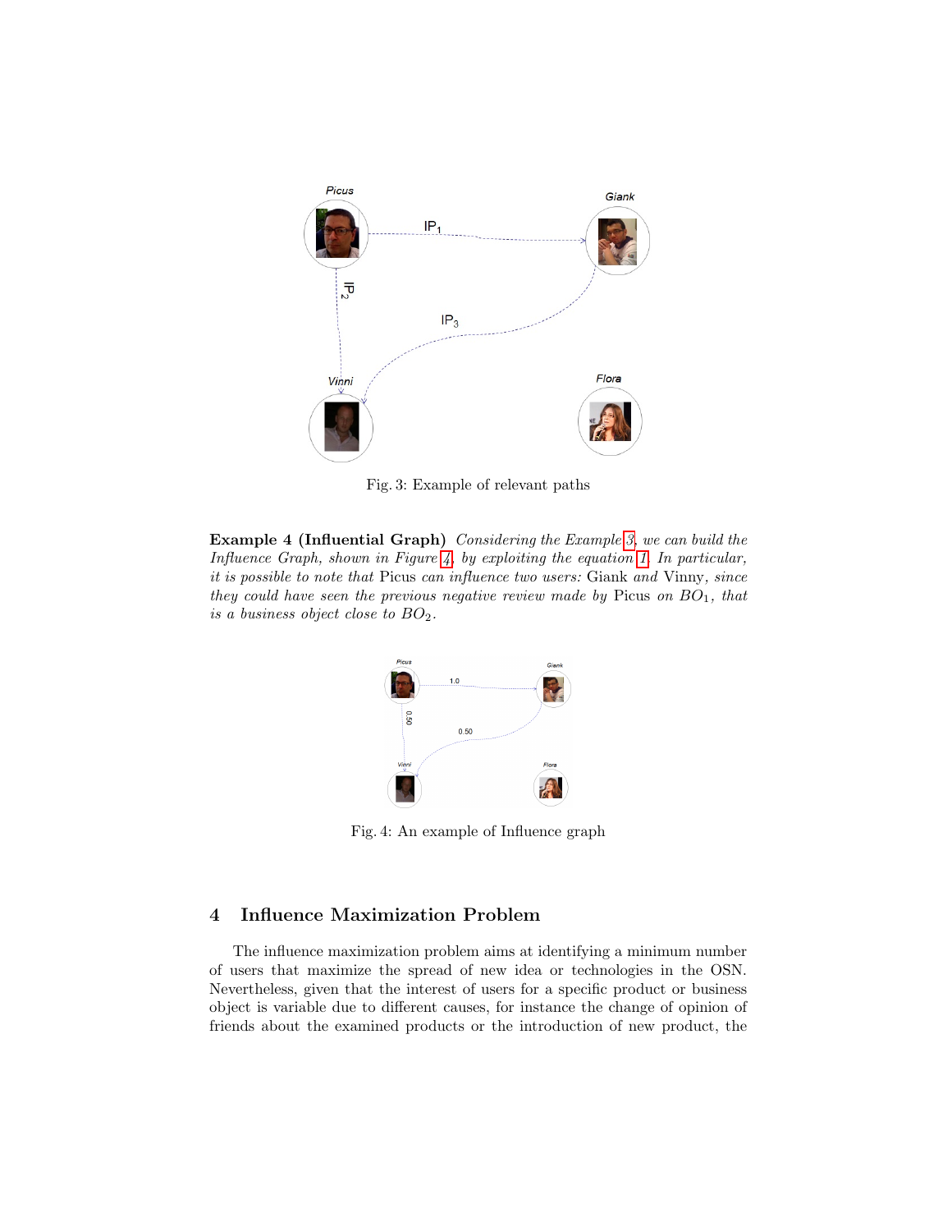Fig. 3: Example of relevant paths

**Example 4 (Influential Graph)** *Considering the Example 3, we can build the Influence Graph, shown in Figure 4, by exploiting the equation 1. In particular, it is possible to note that* Picus *can influence two users:* Giank *and* Vinny*, since they could have seen the previous negative review made by* Picus *on* $BO_1$*, that is a business object close to* $BO_2$*.*

Fig. 4: An example of Influence graph

## 4 Influence Maximization Problem

The influence maximization problem aims at identifying a minimum number of users that maximize the spread of new idea or technologies in the OSN. Nevertheless, given that the interest of users for a specific product or business object is variable due to different causes, for instance the change of opinion of friends about the examined products or the introduction of new product, the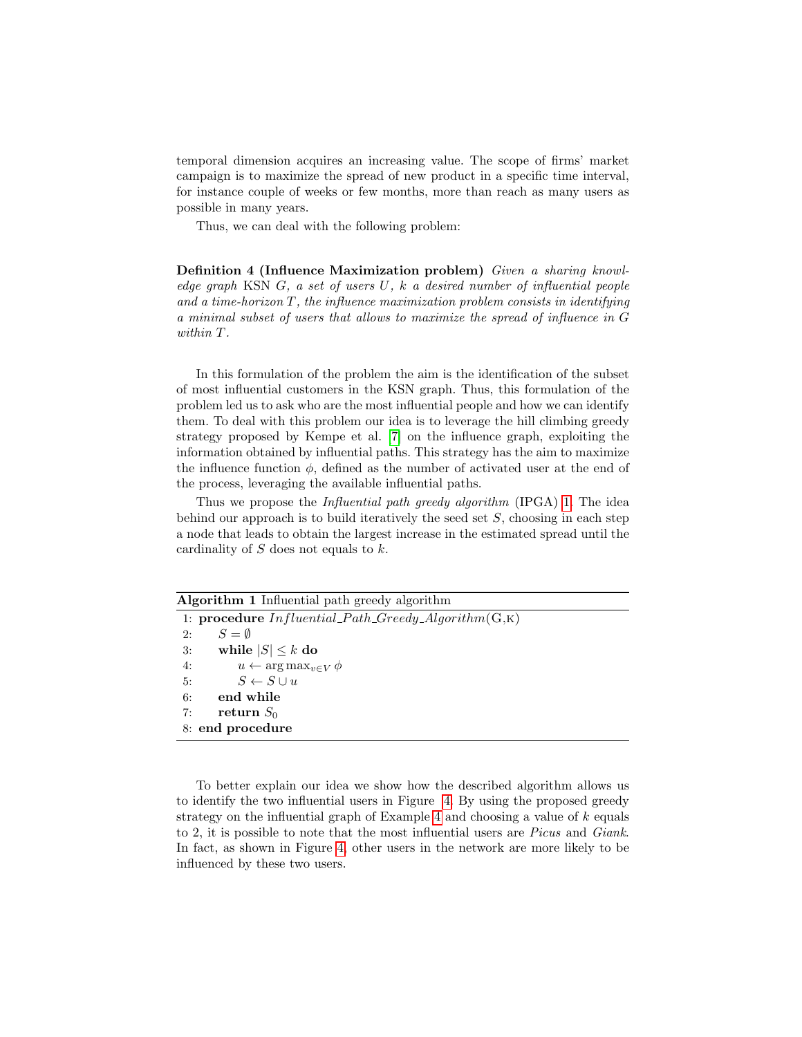temporal dimension acquires an increasing value. The scope of firms' market campaign is to maximize the spread of new product in a specific time interval, for instance couple of weeks or few months, more than reach as many users as possible in many years.

Thus, we can deal with the following problem:

**Definition 4 (Influence Maximization problem)** *Given a sharing knowledge graph* KSN *$G$, a set of users $U$, $k$ a desired number of influential people and a time-horizon $T$, the influence maximization problem consists in identifying a minimal subset of users that allows to maximize the spread of influence in $G$ within $T$.*

In this formulation of the problem the aim is the identification of the subset of most influential customers in the KSN graph. Thus, this formulation of the problem led us to ask who are the most influential people and how we can identify them. To deal with this problem our idea is to leverage the hill climbing greedy strategy proposed by Kempe et al. [7] on the influence graph, exploiting the information obtained by influential paths. This strategy has the aim to maximize the influence function $\phi$, defined as the number of activated user at the end of the process, leveraging the available influential paths.

Thus we propose the *Influential path greedy algorithm* (IPGA) 1. The idea behind our approach is to build iteratively the seed set $S$, choosing in each step a node that leads to obtain the largest increase in the estimated spread until the cardinality of $S$ does not equals to $k$.

**Algorithm 1** Influential path greedy algorithm

```
1: procedure Influential_Path_Greedy_Algorithm(G,K)
2:     S = ∅
3:     while |S| ≤ k do
4:         u ← arg max_{v∈V} φ
5:         S ← S ∪ u
6:     end while
7:     return S_0
8: end procedure
```

To better explain our idea we show how the described algorithm allows us to identify the two influential users in Figure 4. By using the proposed greedy strategy on the influential graph of Example 4 and choosing a value of $k$ equals to 2, it is possible to note that the most influential users are *Picus* and *Giank*. In fact, as shown in Figure 4, other users in the network are more likely to be influenced by these two users.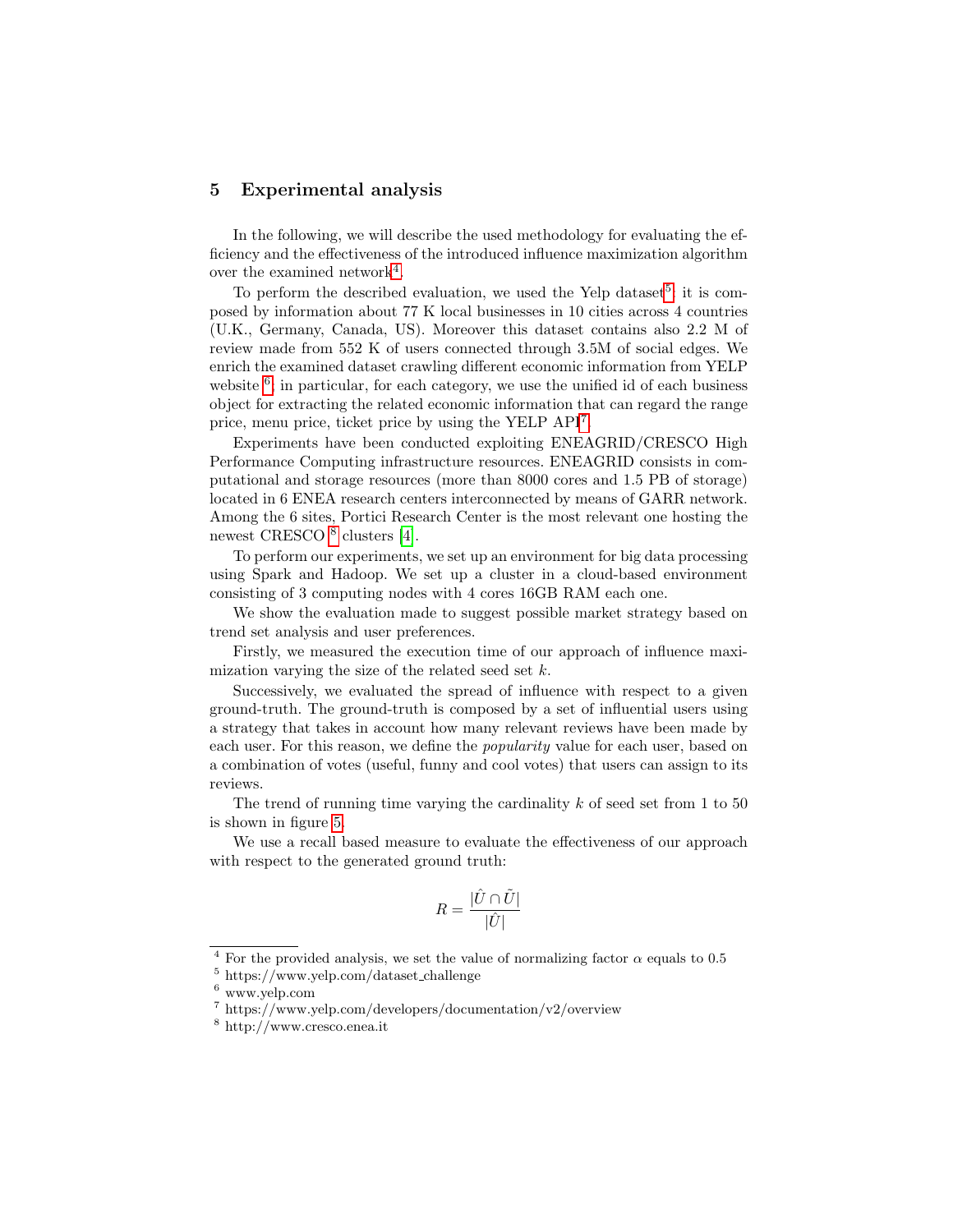## 5 Experimental analysis

In the following, we will describe the used methodology for evaluating the efficiency and the effectiveness of the introduced influence maximization algorithm over the examined network[4].

To perform the described evaluation, we used the Yelp dataset[5]; it is composed by information about 77 K local businesses in 10 cities across 4 countries (U.K., Germany, Canada, US). Moreover this dataset contains also 2.2 M of review made from 552 K of users connected through 3.5M of social edges. We enrich the examined dataset crawling different economic information from YELP website [6]; in particular, for each category, we use the unified id of each business object for extracting the related economic information that can regard the range price, menu price, ticket price by using the YELP API[7].

Experiments have been conducted exploiting ENEAGRID/CRESCO High Performance Computing infrastructure resources. ENEAGRID consists in computational and storage resources (more than 8000 cores and 1.5 PB of storage) located in 6 ENEA research centers interconnected by means of GARR network. Among the 6 sites, Portici Research Center is the most relevant one hosting the newest CRESCO [8] clusters [4].

To perform our experiments, we set up an environment for big data processing using Spark and Hadoop. We set up a cluster in a cloud-based environment consisting of 3 computing nodes with 4 cores 16GB RAM each one.

We show the evaluation made to suggest possible market strategy based on trend set analysis and user preferences.

Firstly, we measured the execution time of our approach of influence maximization varying the size of the related seed set $k$.

Successively, we evaluated the spread of influence with respect to a given ground-truth. The ground-truth is composed by a set of influential users using a strategy that takes in account how many relevant reviews have been made by each user. For this reason, we define the *popularity* value for each user, based on a combination of votes (useful, funny and cool votes) that users can assign to its reviews.

The trend of running time varying the cardinality $k$ of seed set from 1 to 50 is shown in figure 5.

We use a recall based measure to evaluate the effectiveness of our approach with respect to the generated ground truth:

$$R = \frac{|\hat{U} \cap \tilde{U}|}{|\hat{U}|}$$

---

[4] For the provided analysis, we set the value of normalizing factor $\alpha$ equals to 0.5

[5] https://www.yelp.com/dataset_challenge

[6] www.yelp.com

[7] https://www.yelp.com/developers/documentation/v2/overview

[8] http://www.cresco.enea.it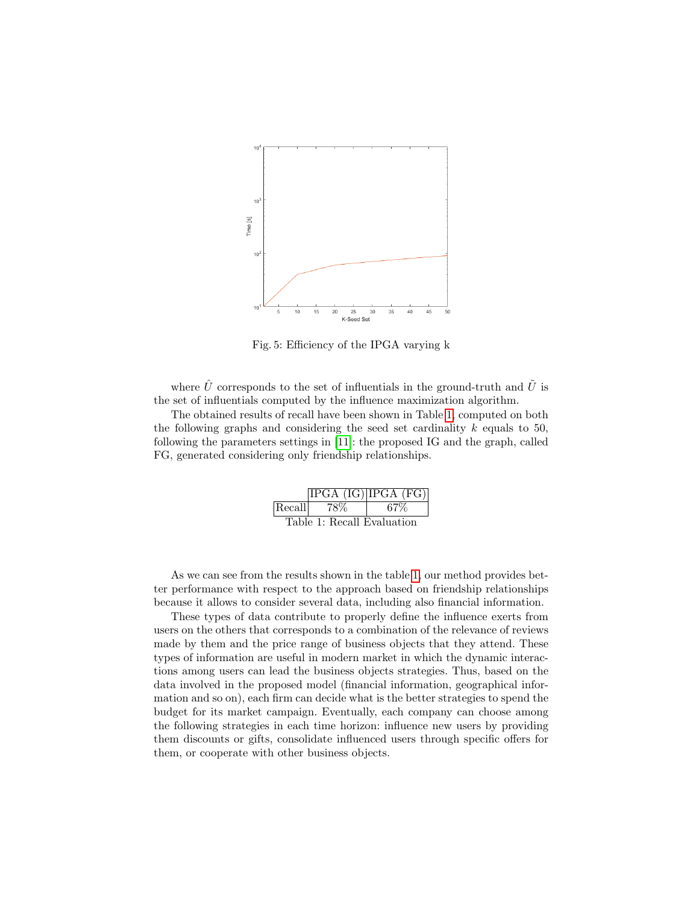Fig. 5: Efficiency of the IPGA varying k

where $\hat{U}$ corresponds to the set of influentials in the ground-truth and $\tilde{U}$ is the set of influentials computed by the influence maximization algorithm.

The obtained results of recall have been shown in Table 1, computed on both the following graphs and considering the seed set cardinality $k$ equals to 50, following the parameters settings in [11]: the proposed IG and the graph, called FG, generated considering only friendship relationships.

| | IPGA (IG) | IPGA (FG) |
|---|---|---|
| Recall | 78% | 67% |

Table 1: Recall Evaluation

As we can see from the results shown in the table 1, our method provides better performance with respect to the approach based on friendship relationships because it allows to consider several data, including also financial information.

These types of data contribute to properly define the influence exerts from users on the others that corresponds to a combination of the relevance of reviews made by them and the price range of business objects that they attend. These types of information are useful in modern market in which the dynamic interactions among users can lead the business objects strategies. Thus, based on the data involved in the proposed model (financial information, geographical information and so on), each firm can decide what is the better strategies to spend the budget for its market campaign. Eventually, each company can choose among the following strategies in each time horizon: influence new users by providing them discounts or gifts, consolidate influenced users through specific offers for them, or cooperate with other business objects.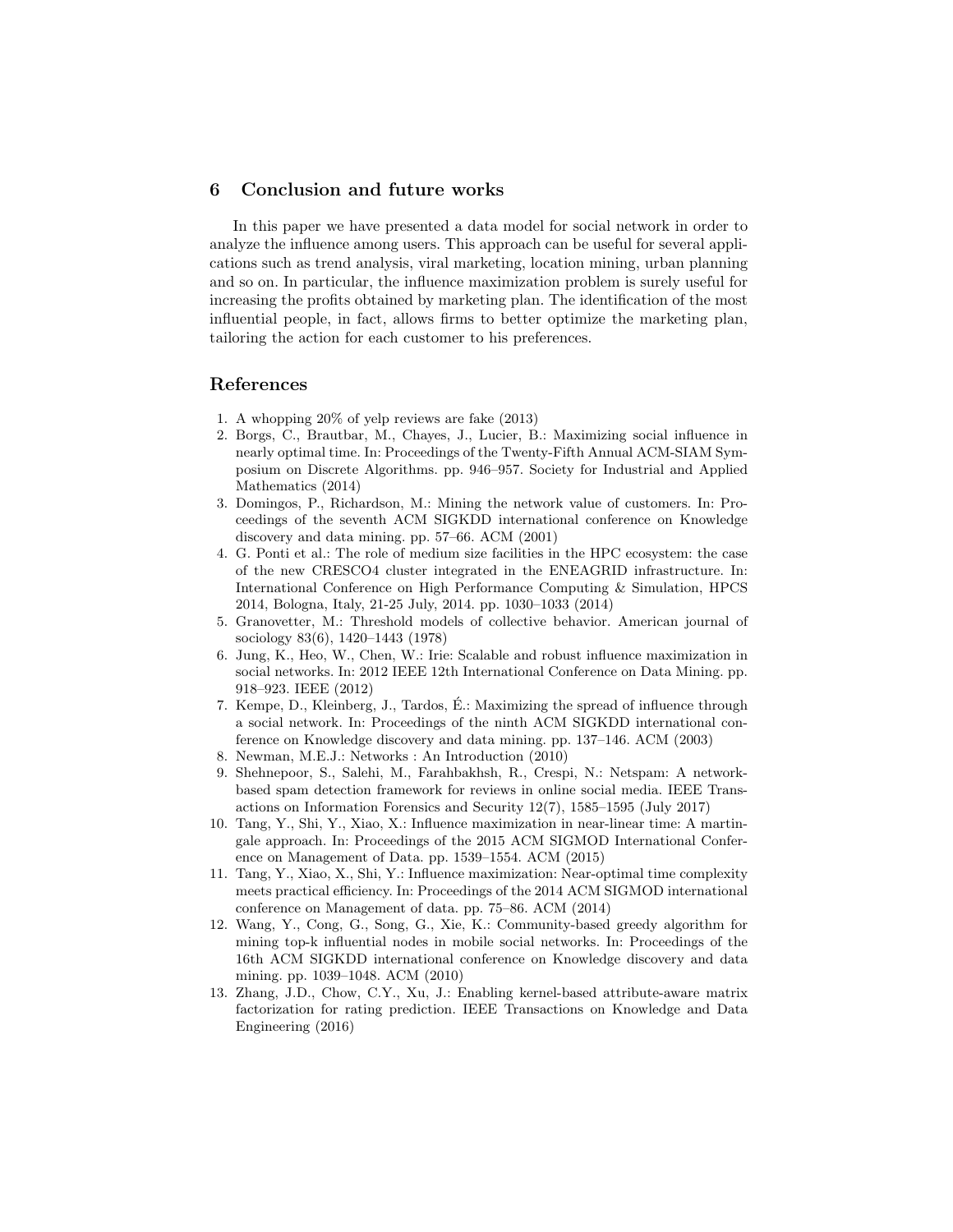## 6 Conclusion and future works

In this paper we have presented a data model for social network in order to analyze the influence among users. This approach can be useful for several applications such as trend analysis, viral marketing, location mining, urban planning and so on. In particular, the influence maximization problem is surely useful for increasing the profits obtained by marketing plan. The identification of the most influential people, in fact, allows firms to better optimize the marketing plan, tailoring the action for each customer to his preferences.

## References

1. A whopping 20% of yelp reviews are fake (2013)
2. Borgs, C., Brautbar, M., Chayes, J., Lucier, B.: Maximizing social influence in nearly optimal time. In: Proceedings of the Twenty-Fifth Annual ACM-SIAM Symposium on Discrete Algorithms. pp. 946–957. Society for Industrial and Applied Mathematics (2014)
3. Domingos, P., Richardson, M.: Mining the network value of customers. In: Proceedings of the seventh ACM SIGKDD international conference on Knowledge discovery and data mining. pp. 57–66. ACM (2001)
4. G. Ponti et al.: The role of medium size facilities in the HPC ecosystem: the case of the new CRESCO4 cluster integrated in the ENEAGRID infrastructure. In: International Conference on High Performance Computing & Simulation, HPCS 2014, Bologna, Italy, 21-25 July, 2014. pp. 1030–1033 (2014)
5. Granovetter, M.: Threshold models of collective behavior. American journal of sociology 83(6), 1420–1443 (1978)
6. Jung, K., Heo, W., Chen, W.: Irie: Scalable and robust influence maximization in social networks. In: 2012 IEEE 12th International Conference on Data Mining. pp. 918–923. IEEE (2012)
7. Kempe, D., Kleinberg, J., Tardos, É.: Maximizing the spread of influence through a social network. In: Proceedings of the ninth ACM SIGKDD international conference on Knowledge discovery and data mining. pp. 137–146. ACM (2003)
8. Newman, M.E.J.: Networks : An Introduction (2010)
9. Shehnepoor, S., Salehi, M., Farahbakhsh, R., Crespi, N.: Netspam: A network-based spam detection framework for reviews in online social media. IEEE Transactions on Information Forensics and Security 12(7), 1585–1595 (July 2017)
10. Tang, Y., Shi, Y., Xiao, X.: Influence maximization in near-linear time: A martingale approach. In: Proceedings of the 2015 ACM SIGMOD International Conference on Management of Data. pp. 1539–1554. ACM (2015)
11. Tang, Y., Xiao, X., Shi, Y.: Influence maximization: Near-optimal time complexity meets practical efficiency. In: Proceedings of the 2014 ACM SIGMOD international conference on Management of data. pp. 75–86. ACM (2014)
12. Wang, Y., Cong, G., Song, G., Xie, K.: Community-based greedy algorithm for mining top-k influential nodes in mobile social networks. In: Proceedings of the 16th ACM SIGKDD international conference on Knowledge discovery and data mining. pp. 1039–1048. ACM (2010)
13. Zhang, J.D., Chow, C.Y., Xu, J.: Enabling kernel-based attribute-aware matrix factorization for rating prediction. IEEE Transactions on Knowledge and Data Engineering (2016)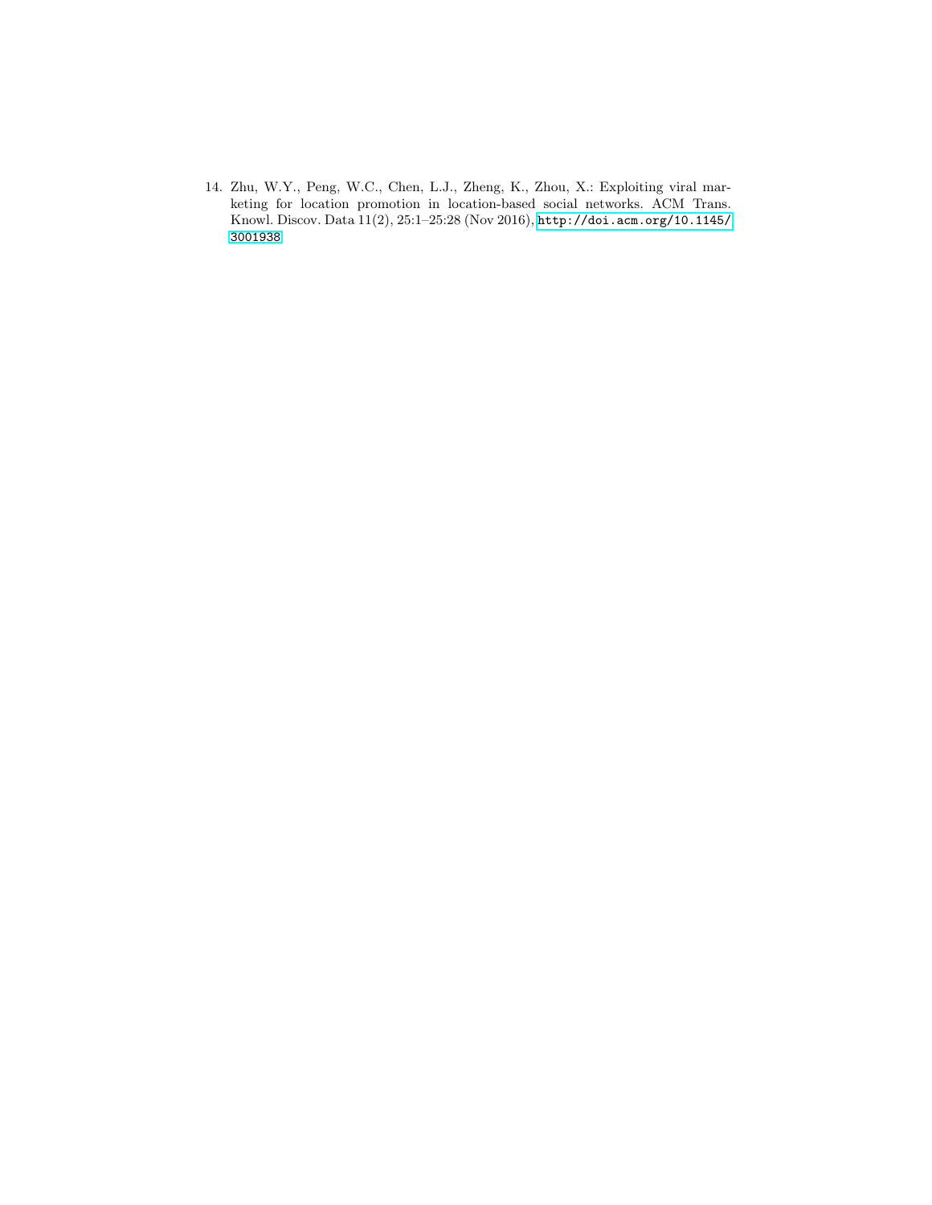14. Zhu, W.Y., Peng, W.C., Chen, L.J., Zheng, K., Zhou, X.: Exploiting viral marketing for location promotion in location-based social networks. ACM Trans. Knowl. Discov. Data 11(2), 25:1–25:28 (Nov 2016), http://doi.acm.org/10.1145/3001938